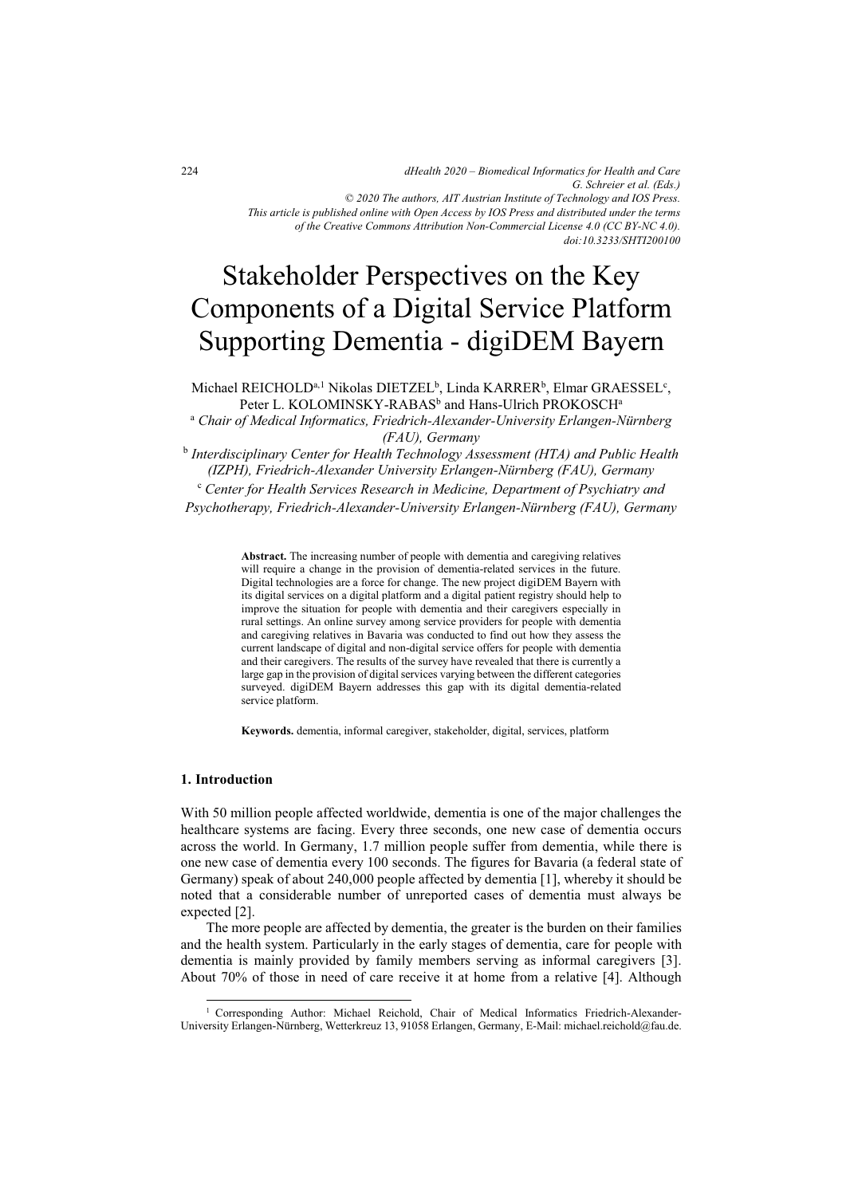# Stakeholder Perspectives on the Key Components of a Digital Service Platform Supporting Dementia - digiDEM Bayern

Michael REICHOLD[a,1] Nikolas DIETZEL[b], Linda KARRER[b], Elmar GRAESSEL[c], Peter L. KOLOMINSKY-RABAS[b] and Hans-Ulrich PROKOSCH[a]

[a] *Chair of Medical Informatics, Friedrich-Alexander-University Erlangen-Nürnberg (FAU), Germany*

[b] *Interdisciplinary Center for Health Technology Assessment (HTA) and Public Health (IZPH), Friedrich-Alexander University Erlangen-Nürnberg (FAU), Germany*

[c] *Center for Health Services Research in Medicine, Department of Psychiatry and Psychotherapy, Friedrich-Alexander-University Erlangen-Nürnberg (FAU), Germany*

**Abstract.** The increasing number of people with dementia and caregiving relatives will require a change in the provision of dementia-related services in the future. Digital technologies are a force for change. The new project digiDEM Bayern with its digital services on a digital platform and a digital patient registry should help to improve the situation for people with dementia and their caregivers especially in rural settings. An online survey among service providers for people with dementia and caregiving relatives in Bavaria was conducted to find out how they assess the current landscape of digital and non-digital service offers for people with dementia and their caregivers. The results of the survey have revealed that there is currently a large gap in the provision of digital services varying between the different categories surveyed. digiDEM Bayern addresses this gap with its digital dementia-related service platform.

**Keywords.** dementia, informal caregiver, stakeholder, digital, services, platform

## 1. Introduction

With 50 million people affected worldwide, dementia is one of the major challenges the healthcare systems are facing. Every three seconds, one new case of dementia occurs across the world. In Germany, 1.7 million people suffer from dementia, while there is one new case of dementia every 100 seconds. The figures for Bavaria (a federal state of Germany) speak of about 240,000 people affected by dementia [1], whereby it should be noted that a considerable number of unreported cases of dementia must always be expected [2].

The more people are affected by dementia, the greater is the burden on their families and the health system. Particularly in the early stages of dementia, care for people with dementia is mainly provided by family members serving as informal caregivers [3]. About 70% of those in need of care receive it at home from a relative [4]. Although

[1] Corresponding Author: Michael Reichold, Chair of Medical Informatics Friedrich-Alexander-University Erlangen-Nürnberg, Wetterkreuz 13, 91058 Erlangen, Germany, E-Mail: michael.reichold@fau.de.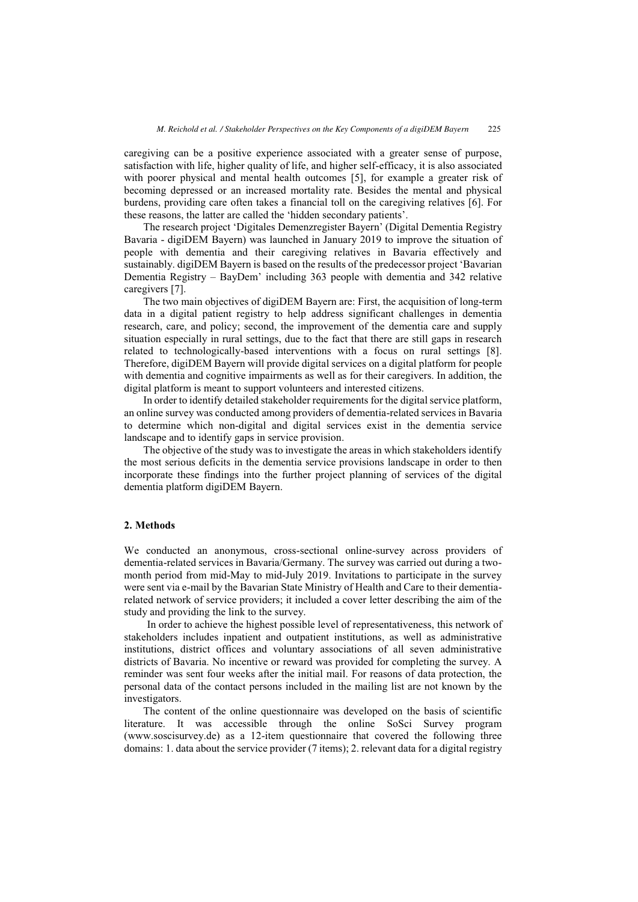caregiving can be a positive experience associated with a greater sense of purpose, satisfaction with life, higher quality of life, and higher self-efficacy, it is also associated with poorer physical and mental health outcomes [5], for example a greater risk of becoming depressed or an increased mortality rate. Besides the mental and physical burdens, providing care often takes a financial toll on the caregiving relatives [6]. For these reasons, the latter are called the 'hidden secondary patients'.

The research project 'Digitales Demenzregister Bayern' (Digital Dementia Registry Bavaria - digiDEM Bayern) was launched in January 2019 to improve the situation of people with dementia and their caregiving relatives in Bavaria effectively and sustainably. digiDEM Bayern is based on the results of the predecessor project 'Bavarian Dementia Registry – BayDem' including 363 people with dementia and 342 relative caregivers [7].

The two main objectives of digiDEM Bayern are: First, the acquisition of long-term data in a digital patient registry to help address significant challenges in dementia research, care, and policy; second, the improvement of the dementia care and supply situation especially in rural settings, due to the fact that there are still gaps in research related to technologically-based interventions with a focus on rural settings [8]. Therefore, digiDEM Bayern will provide digital services on a digital platform for people with dementia and cognitive impairments as well as for their caregivers. In addition, the digital platform is meant to support volunteers and interested citizens.

In order to identify detailed stakeholder requirements for the digital service platform, an online survey was conducted among providers of dementia-related services in Bavaria to determine which non-digital and digital services exist in the dementia service landscape and to identify gaps in service provision.

The objective of the study was to investigate the areas in which stakeholders identify the most serious deficits in the dementia service provisions landscape in order to then incorporate these findings into the further project planning of services of the digital dementia platform digiDEM Bayern.

## 2. Methods

We conducted an anonymous, cross-sectional online-survey across providers of dementia-related services in Bavaria/Germany. The survey was carried out during a two-month period from mid-May to mid-July 2019. Invitations to participate in the survey were sent via e-mail by the Bavarian State Ministry of Health and Care to their dementia-related network of service providers; it included a cover letter describing the aim of the study and providing the link to the survey.

In order to achieve the highest possible level of representativeness, this network of stakeholders includes inpatient and outpatient institutions, as well as administrative institutions, district offices and voluntary associations of all seven administrative districts of Bavaria. No incentive or reward was provided for completing the survey. A reminder was sent four weeks after the initial mail. For reasons of data protection, the personal data of the contact persons included in the mailing list are not known by the investigators.

The content of the online questionnaire was developed on the basis of scientific literature. It was accessible through the online SoSci Survey program (www.soscisurvey.de) as a 12-item questionnaire that covered the following three domains: 1. data about the service provider (7 items); 2. relevant data for a digital registry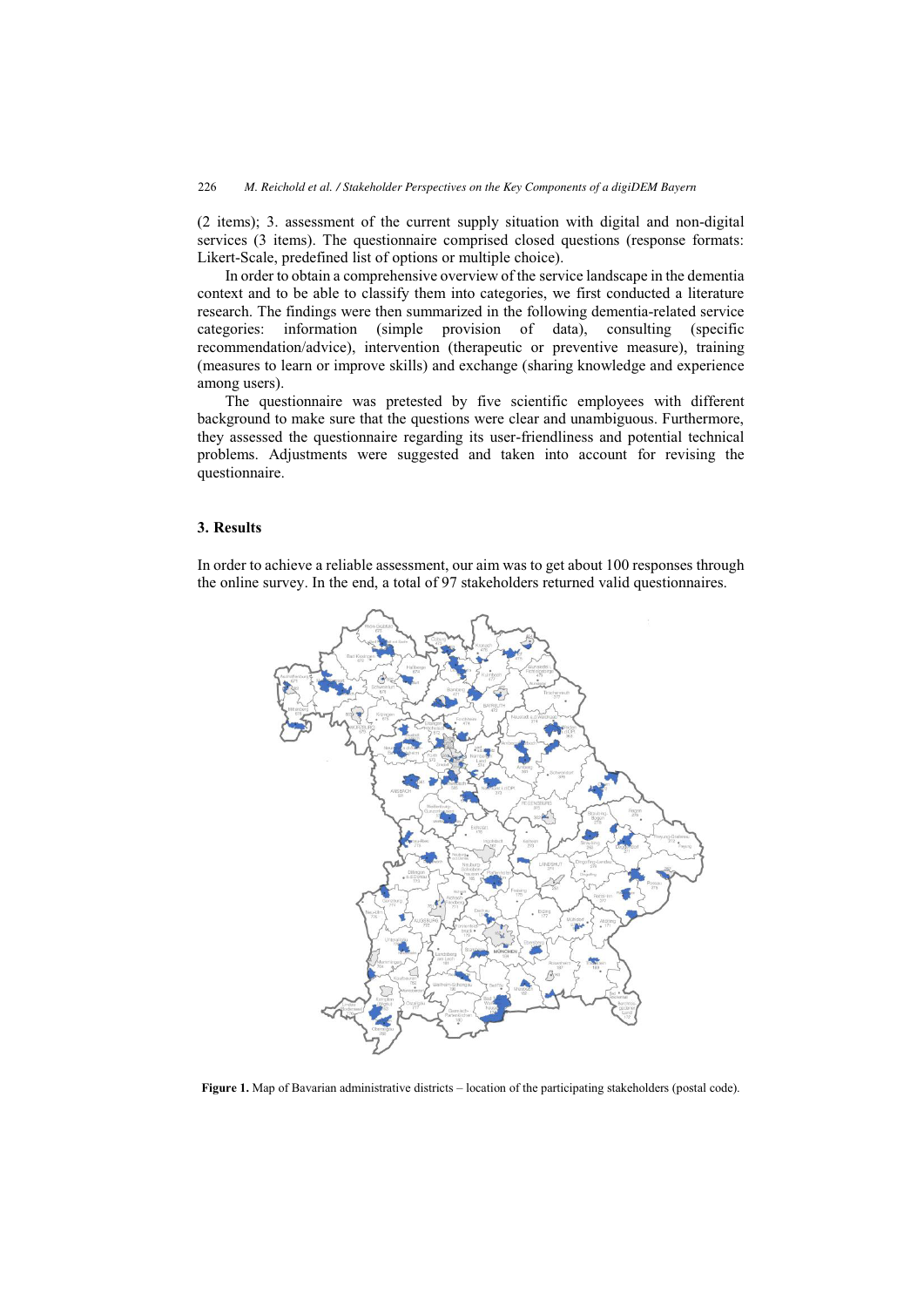(2 items); 3. assessment of the current supply situation with digital and non-digital services (3 items). The questionnaire comprised closed questions (response formats: Likert-Scale, predefined list of options or multiple choice).

In order to obtain a comprehensive overview of the service landscape in the dementia context and to be able to classify them into categories, we first conducted a literature research. The findings were then summarized in the following dementia-related service categories: information (simple provision of data), consulting (specific recommendation/advice), intervention (therapeutic or preventive measure), training (measures to learn or improve skills) and exchange (sharing knowledge and experience among users).

The questionnaire was pretested by five scientific employees with different background to make sure that the questions were clear and unambiguous. Furthermore, they assessed the questionnaire regarding its user-friendliness and potential technical problems. Adjustments were suggested and taken into account for revising the questionnaire.

## 3. Results

In order to achieve a reliable assessment, our aim was to get about 100 responses through the online survey. In the end, a total of 97 stakeholders returned valid questionnaires.

**Figure 1.** Map of Bavarian administrative districts – location of the participating stakeholders (postal code).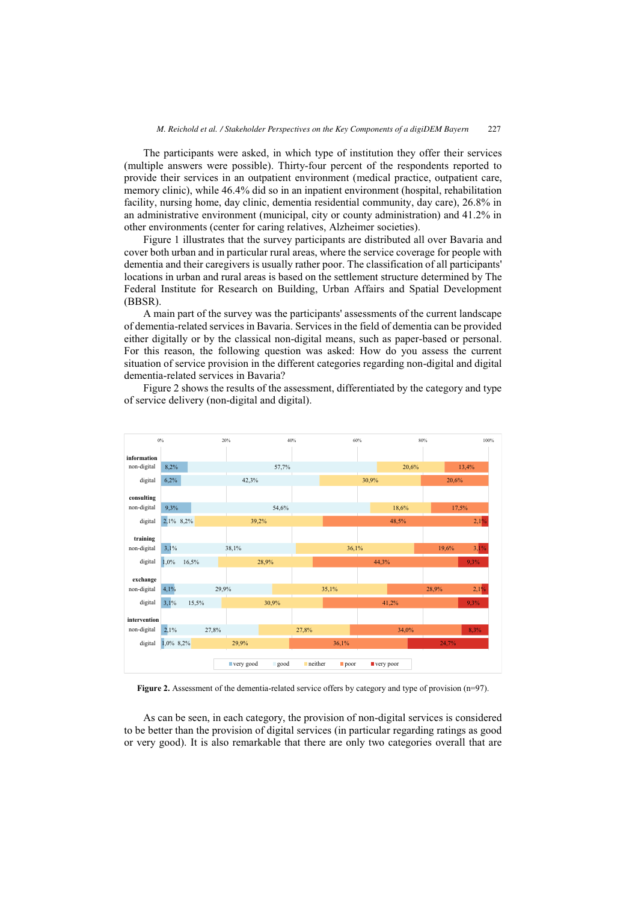The participants were asked, in which type of institution they offer their services (multiple answers were possible). Thirty-four percent of the respondents reported to provide their services in an outpatient environment (medical practice, outpatient care, memory clinic), while 46.4% did so in an inpatient environment (hospital, rehabilitation facility, nursing home, day clinic, dementia residential community, day care), 26.8% in an administrative environment (municipal, city or county administration) and 41.2% in other environments (center for caring relatives, Alzheimer societies).

Figure 1 illustrates that the survey participants are distributed all over Bavaria and cover both urban and in particular rural areas, where the service coverage for people with dementia and their caregivers is usually rather poor. The classification of all participants' locations in urban and rural areas is based on the settlement structure determined by The Federal Institute for Research on Building, Urban Affairs and Spatial Development (BBSR).

A main part of the survey was the participants' assessments of the current landscape of dementia-related services in Bavaria. Services in the field of dementia can be provided either digitally or by the classical non-digital means, such as paper-based or personal. For this reason, the following question was asked: How do you assess the current situation of service provision in the different categories regarding non-digital and digital dementia-related services in Bavaria?

Figure 2 shows the results of the assessment, differentiated by the category and type of service delivery (non-digital and digital).

0% 20% 40% 60% 80% 100%

information
non-digital 8,2% 57,7% 20,6% 13,4%
digital 6,2% 42,3% 30,9% 20,6%

consulting
non-digital 9,3% 54,6% 18,6% 17,5%
digital 2,1% 8,2% 39,2% 48,5% 2,1%

training
non-digital 3,1% 38,1% 36,1% 19,6% 3,1%
digital 1,0% 16,5% 28,9% 44,3% 9,3%

exchange
non-digital 4,1% 29,9% 35,1% 28,9% 2,1%
digital 3,1% 15,5% 30,9% 41,2% 9,3%

intervention
non-digital 2,1% 27,8% 27,8% 34,0% 8,3%
digital 1,0% 8,2% 29,9% 36,1% 24,7%

very good good neither poor very poor

**Figure 2.** Assessment of the dementia-related service offers by category and type of provision (n=97).

As can be seen, in each category, the provision of non-digital services is considered to be better than the provision of digital services (in particular regarding ratings as good or very good). It is also remarkable that there are only two categories overall that are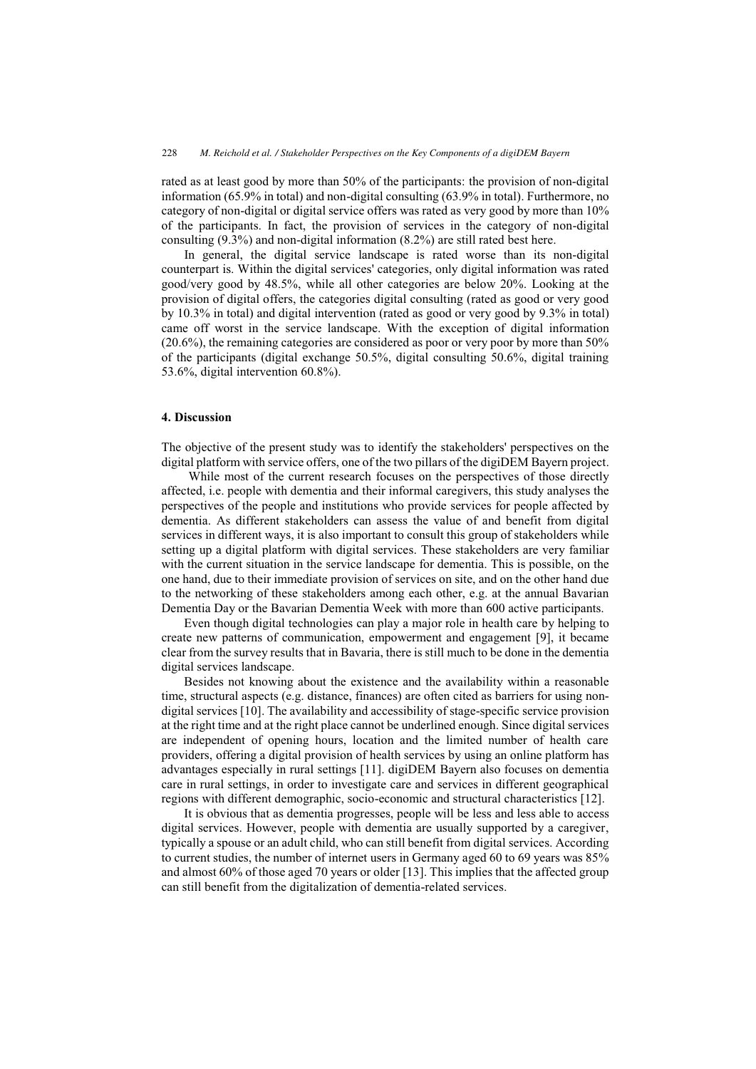rated as at least good by more than 50% of the participants: the provision of non-digital information (65.9% in total) and non-digital consulting (63.9% in total). Furthermore, no category of non-digital or digital service offers was rated as very good by more than 10% of the participants. In fact, the provision of services in the category of non-digital consulting (9.3%) and non-digital information (8.2%) are still rated best here.

In general, the digital service landscape is rated worse than its non-digital counterpart is. Within the digital services' categories, only digital information was rated good/very good by 48.5%, while all other categories are below 20%. Looking at the provision of digital offers, the categories digital consulting (rated as good or very good by 10.3% in total) and digital intervention (rated as good or very good by 9.3% in total) came off worst in the service landscape. With the exception of digital information (20.6%), the remaining categories are considered as poor or very poor by more than 50% of the participants (digital exchange 50.5%, digital consulting 50.6%, digital training 53.6%, digital intervention 60.8%).

## 4. Discussion

The objective of the present study was to identify the stakeholders' perspectives on the digital platform with service offers, one of the two pillars of the digiDEM Bayern project.

While most of the current research focuses on the perspectives of those directly affected, i.e. people with dementia and their informal caregivers, this study analyses the perspectives of the people and institutions who provide services for people affected by dementia. As different stakeholders can assess the value of and benefit from digital services in different ways, it is also important to consult this group of stakeholders while setting up a digital platform with digital services. These stakeholders are very familiar with the current situation in the service landscape for dementia. This is possible, on the one hand, due to their immediate provision of services on site, and on the other hand due to the networking of these stakeholders among each other, e.g. at the annual Bavarian Dementia Day or the Bavarian Dementia Week with more than 600 active participants.

Even though digital technologies can play a major role in health care by helping to create new patterns of communication, empowerment and engagement [9], it became clear from the survey results that in Bavaria, there is still much to be done in the dementia digital services landscape.

Besides not knowing about the existence and the availability within a reasonable time, structural aspects (e.g. distance, finances) are often cited as barriers for using non-digital services [10]. The availability and accessibility of stage-specific service provision at the right time and at the right place cannot be underlined enough. Since digital services are independent of opening hours, location and the limited number of health care providers, offering a digital provision of health services by using an online platform has advantages especially in rural settings [11]. digiDEM Bayern also focuses on dementia care in rural settings, in order to investigate care and services in different geographical regions with different demographic, socio-economic and structural characteristics [12].

It is obvious that as dementia progresses, people will be less and less able to access digital services. However, people with dementia are usually supported by a caregiver, typically a spouse or an adult child, who can still benefit from digital services. According to current studies, the number of internet users in Germany aged 60 to 69 years was 85% and almost 60% of those aged 70 years or older [13]. This implies that the affected group can still benefit from the digitalization of dementia-related services.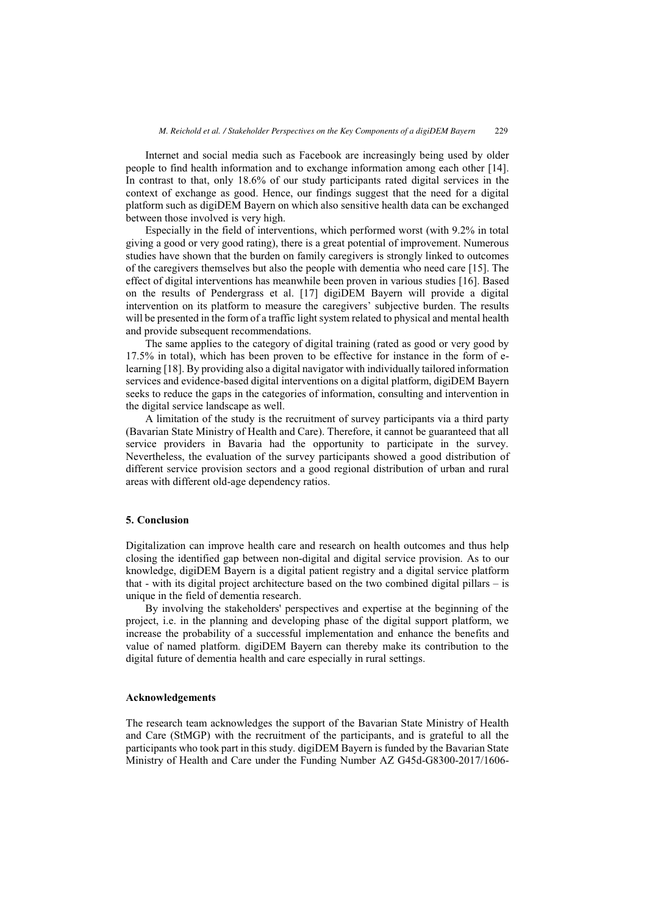Internet and social media such as Facebook are increasingly being used by older people to find health information and to exchange information among each other [14]. In contrast to that, only 18.6% of our study participants rated digital services in the context of exchange as good. Hence, our findings suggest that the need for a digital platform such as digiDEM Bayern on which also sensitive health data can be exchanged between those involved is very high.

Especially in the field of interventions, which performed worst (with 9.2% in total giving a good or very good rating), there is a great potential of improvement. Numerous studies have shown that the burden on family caregivers is strongly linked to outcomes of the caregivers themselves but also the people with dementia who need care [15]. The effect of digital interventions has meanwhile been proven in various studies [16]. Based on the results of Pendergrass et al. [17] digiDEM Bayern will provide a digital intervention on its platform to measure the caregivers' subjective burden. The results will be presented in the form of a traffic light system related to physical and mental health and provide subsequent recommendations.

The same applies to the category of digital training (rated as good or very good by 17.5% in total), which has been proven to be effective for instance in the form of e-learning [18]. By providing also a digital navigator with individually tailored information services and evidence-based digital interventions on a digital platform, digiDEM Bayern seeks to reduce the gaps in the categories of information, consulting and intervention in the digital service landscape as well.

A limitation of the study is the recruitment of survey participants via a third party (Bavarian State Ministry of Health and Care). Therefore, it cannot be guaranteed that all service providers in Bavaria had the opportunity to participate in the survey. Nevertheless, the evaluation of the survey participants showed a good distribution of different service provision sectors and a good regional distribution of urban and rural areas with different old-age dependency ratios.

## 5. Conclusion

Digitalization can improve health care and research on health outcomes and thus help closing the identified gap between non-digital and digital service provision. As to our knowledge, digiDEM Bayern is a digital patient registry and a digital service platform that - with its digital project architecture based on the two combined digital pillars – is unique in the field of dementia research.

By involving the stakeholders' perspectives and expertise at the beginning of the project, i.e. in the planning and developing phase of the digital support platform, we increase the probability of a successful implementation and enhance the benefits and value of named platform. digiDEM Bayern can thereby make its contribution to the digital future of dementia health and care especially in rural settings.

## Acknowledgements

The research team acknowledges the support of the Bavarian State Ministry of Health and Care (StMGP) with the recruitment of the participants, and is grateful to all the participants who took part in this study. digiDEM Bayern is funded by the Bavarian State Ministry of Health and Care under the Funding Number AZ G45d-G8300-2017/1606-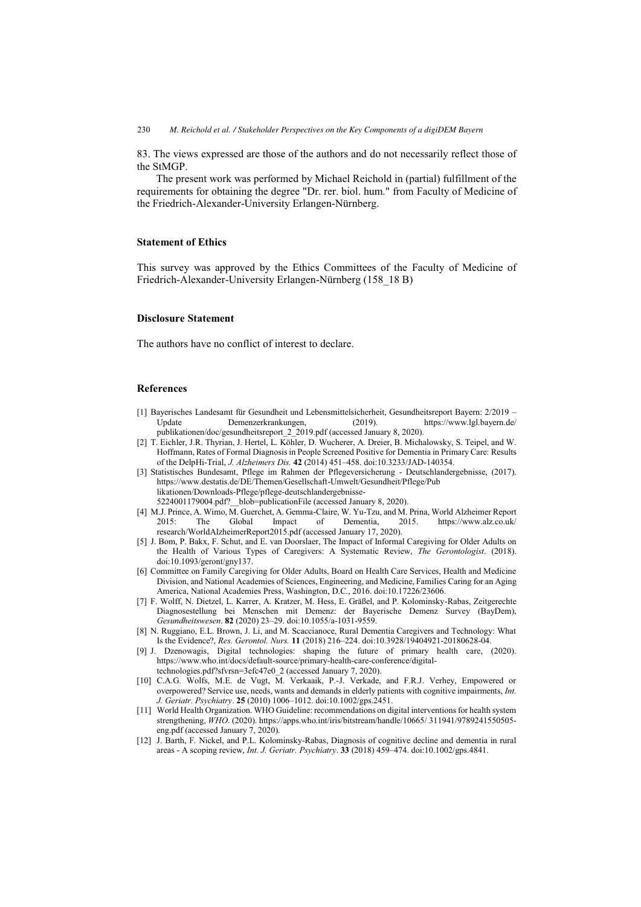83. The views expressed are those of the authors and do not necessarily reflect those of the StMGP.

The present work was performed by Michael Reichold in (partial) fulfillment of the requirements for obtaining the degree "Dr. rer. biol. hum." from Faculty of Medicine of the Friedrich-Alexander-University Erlangen-Nürnberg.

## Statement of Ethics

This survey was approved by the Ethics Committees of the Faculty of Medicine of Friedrich-Alexander-University Erlangen-Nürnberg (158_18 B)

## Disclosure Statement

The authors have no conflict of interest to declare.

## References

[1] Bayerisches Landesamt für Gesundheit und Lebensmittelsicherheit, Gesundheitsreport Bayern: 2/2019 – Update Demenzerkrankungen, (2019). https://www.lgl.bayern.de/publikationen/doc/gesundheitsreport_2_2019.pdf (accessed January 8, 2020).

[2] T. Eichler, J.R. Thyrian, J. Hertel, L. Köhler, D. Wucherer, A. Dreier, B. Michalowsky, S. Teipel, and W. Hoffmann, Rates of Formal Diagnosis in People Screened Positive for Dementia in Primary Care: Results of the DelpHi-Trial, *J. Alzheimers Dis.* **42** (2014) 451–458. doi:10.3233/JAD-140354.

[3] Statistisches Bundesamt, Pflege im Rahmen der Pflegeversicherung - Deutschlandergebnisse, (2017). https://www.destatis.de/DE/Themen/Gesellschaft-Umwelt/Gesundheit/Pflege/Publikationen/Downloads-Pflege/pflege-deutschlandergebnisse-5224001179004.pdf?__blob=publicationFile (accessed January 8, 2020).

[4] M.J. Prince, A. Wimo, M. Guerchet, A. Gemma-Claire, W. Yu-Tzu, and M. Prina, World Alzheimer Report 2015: The Global Impact of Dementia, 2015. https://www.alz.co.uk/research/WorldAlzheimerReport2015.pdf (accessed January 17, 2020).

[5] J. Bom, P. Bakx, F. Schut, and E. van Doorslaer, The Impact of Informal Caregiving for Older Adults on the Health of Various Types of Caregivers: A Systematic Review, *The Gerontologist*. (2018). doi:10.1093/geront/gny137.

[6] Committee on Family Caregiving for Older Adults, Board on Health Care Services, Health and Medicine Division, and National Academies of Sciences, Engineering, and Medicine, Families Caring for an Aging America, National Academies Press, Washington, D.C., 2016. doi:10.17226/23606.

[7] F. Wolff, N. Dietzel, L. Karrer, A. Kratzer, M. Hess, E. Gräßel, and P. Kolominsky-Rabas, Zeitgerechte Diagnosestellung bei Menschen mit Demenz: der Bayerische Demenz Survey (BayDem), *Gesundheitswesen*. **82** (2020) 23–29. doi:10.1055/a-1031-9559.

[8] N. Ruggiano, E.L. Brown, J. Li, and M. Scaccianoce, Rural Dementia Caregivers and Technology: What Is the Evidence?, *Res. Gerontol. Nurs.* **11** (2018) 216–224. doi:10.3928/19404921-20180628-04.

[9] J. Dzenowagis, Digital technologies: shaping the future of primary health care, (2020). https://www.who.int/docs/default-source/primary-health-care-conference/digital-technologies.pdf?sfvrsn=3efc47e0_2 (accessed January 7, 2020).

[10] C.A.G. Wolfs, M.E. de Vugt, M. Verkaaik, P.-J. Verkade, and F.R.J. Verhey, Empowered or overpowered? Service use, needs, wants and demands in elderly patients with cognitive impairments, *Int. J. Geriatr. Psychiatry*. **25** (2010) 1006–1012. doi:10.1002/gps.2451.

[11] World Health Organization. WHO Guideline: recommendations on digital interventions for health system strengthening, *WHO*. (2020). https://apps.who.int/iris/bitstream/handle/10665/ 311941/9789241550505-eng.pdf (accessed January 7, 2020).

[12] J. Barth, F. Nickel, and P.L. Kolominsky-Rabas, Diagnosis of cognitive decline and dementia in rural areas - A scoping review, *Int. J. Geriatr. Psychiatry*. **33** (2018) 459–474. doi:10.1002/gps.4841.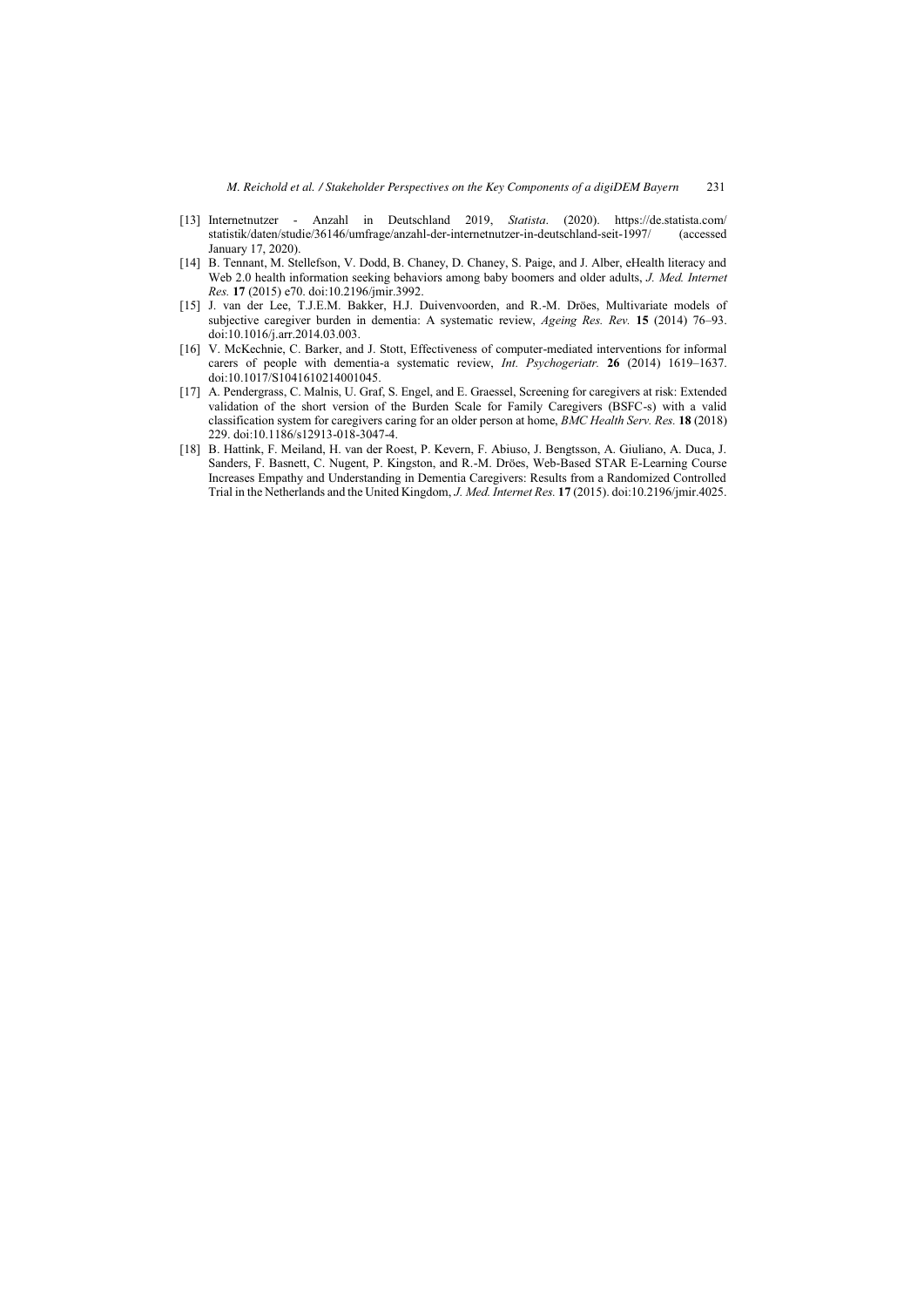[13] Internetnutzer - Anzahl in Deutschland 2019, *Statista*. (2020). https://de.statista.com/statistik/daten/studie/36146/umfrage/anzahl-der-internetnutzer-in-deutschland-seit-1997/ (accessed January 17, 2020).

[14] B. Tennant, M. Stellefson, V. Dodd, B. Chaney, D. Chaney, S. Paige, and J. Alber, eHealth literacy and Web 2.0 health information seeking behaviors among baby boomers and older adults, *J. Med. Internet Res.* **17** (2015) e70. doi:10.2196/jmir.3992.

[15] J. van der Lee, T.J.E.M. Bakker, H.J. Duivenvoorden, and R.-M. Dröes, Multivariate models of subjective caregiver burden in dementia: A systematic review, *Ageing Res. Rev.* **15** (2014) 76–93. doi:10.1016/j.arr.2014.03.003.

[16] V. McKechnie, C. Barker, and J. Stott, Effectiveness of computer-mediated interventions for informal carers of people with dementia-a systematic review, *Int. Psychogeriatr.* **26** (2014) 1619–1637. doi:10.1017/S1041610214001045.

[17] A. Pendergrass, C. Malnis, U. Graf, S. Engel, and E. Graessel, Screening for caregivers at risk: Extended validation of the short version of the Burden Scale for Family Caregivers (BSFC-s) with a valid classification system for caregivers caring for an older person at home, *BMC Health Serv. Res.* **18** (2018) 229. doi:10.1186/s12913-018-3047-4.

[18] B. Hattink, F. Meiland, H. van der Roest, P. Kevern, F. Abiuso, J. Bengtsson, A. Giuliano, A. Duca, J. Sanders, F. Basnett, C. Nugent, P. Kingston, and R.-M. Dröes, Web-Based STAR E-Learning Course Increases Empathy and Understanding in Dementia Caregivers: Results from a Randomized Controlled Trial in the Netherlands and the United Kingdom, *J. Med. Internet Res.* **17** (2015). doi:10.2196/jmir.4025.